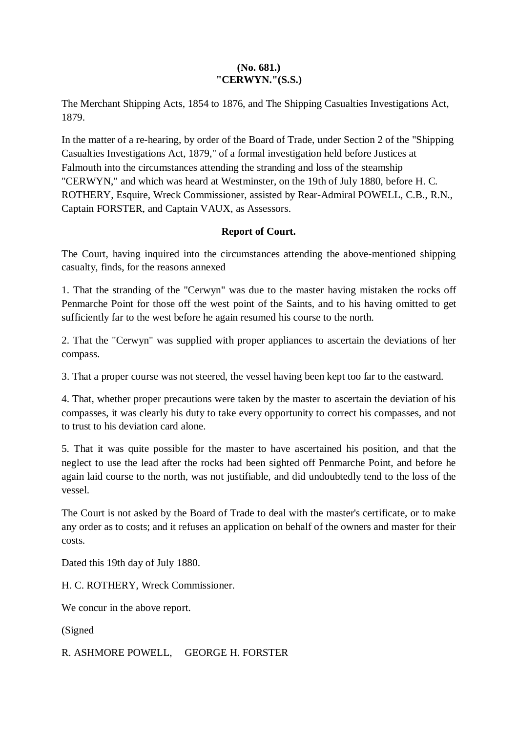**(No. 681.)**
**"CERWYN."(S.S.)**

The Merchant Shipping Acts, 1854 to 1876, and The Shipping Casualties Investigations Act, 1879.

In the matter of a re-hearing, by order of the Board of Trade, under Section 2 of the "Shipping Casualties Investigations Act, 1879," of a formal investigation held before Justices at Falmouth into the circumstances attending the stranding and loss of the steamship "CERWYN," and which was heard at Westminster, on the 19th of July 1880, before H. C. ROTHERY, Esquire, Wreck Commissioner, assisted by Rear-Admiral POWELL, C.B., R.N., Captain FORSTER, and Captain VAUX, as Assessors.

**Report of Court.**

The Court, having inquired into the circumstances attending the above-mentioned shipping casualty, finds, for the reasons annexed

1. That the stranding of the "Cerwyn" was due to the master having mistaken the rocks off Penmarche Point for those off the west point of the Saints, and to his having omitted to get sufficiently far to the west before he again resumed his course to the north.

2. That the "Cerwyn" was supplied with proper appliances to ascertain the deviations of her compass.

3. That a proper course was not steered, the vessel having been kept too far to the eastward.

4. That, whether proper precautions were taken by the master to ascertain the deviation of his compasses, it was clearly his duty to take every opportunity to correct his compasses, and not to trust to his deviation card alone.

5. That it was quite possible for the master to have ascertained his position, and that the neglect to use the lead after the rocks had been sighted off Penmarche Point, and before he again laid course to the north, was not justifiable, and did undoubtedly tend to the loss of the vessel.

The Court is not asked by the Board of Trade to deal with the master's certificate, or to make any order as to costs; and it refuses an application on behalf of the owners and master for their costs.

Dated this 19th day of July 1880.

H. C. ROTHERY, Wreck Commissioner.

We concur in the above report.

(Signed

R. ASHMORE POWELL, GEORGE H. FORSTER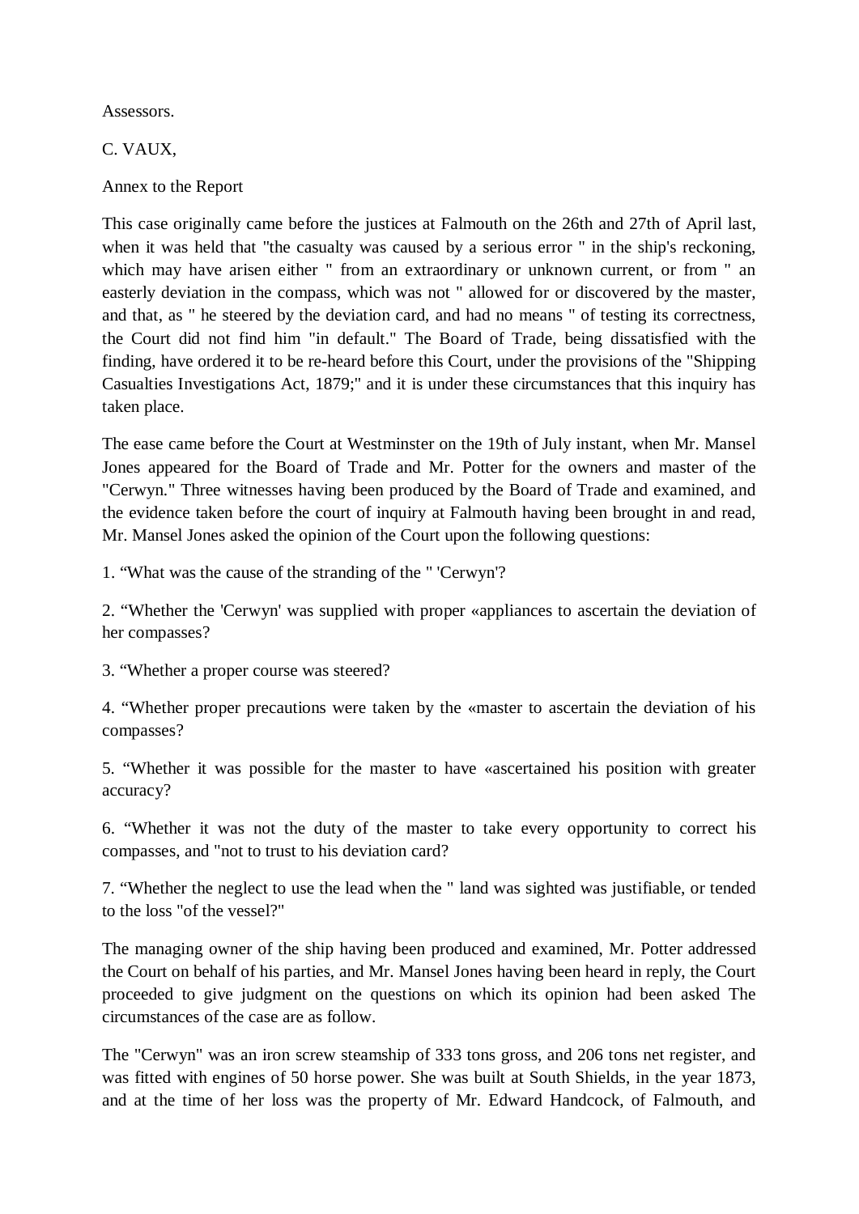Assessors.

C. VAUX,

Annex to the Report

This case originally came before the justices at Falmouth on the 26th and 27th of April last, when it was held that "the casualty was caused by a serious error " in the ship's reckoning, which may have arisen either " from an extraordinary or unknown current, or from " an easterly deviation in the compass, which was not " allowed for or discovered by the master, and that, as " he steered by the deviation card, and had no means " of testing its correctness, the Court did not find him "in default." The Board of Trade, being dissatisfied with the finding, have ordered it to be re-heard before this Court, under the provisions of the "Shipping Casualties Investigations Act, 1879;" and it is under these circumstances that this inquiry has taken place.

The ease came before the Court at Westminster on the 19th of July instant, when Mr. Mansel Jones appeared for the Board of Trade and Mr. Potter for the owners and master of the "Cerwyn." Three witnesses having been produced by the Board of Trade and examined, and the evidence taken before the court of inquiry at Falmouth having been brought in and read, Mr. Mansel Jones asked the opinion of the Court upon the following questions:

1. “What was the cause of the stranding of the " 'Cerwyn'?

2. “Whether the 'Cerwyn' was supplied with proper «appliances to ascertain the deviation of her compasses?

3. “Whether a proper course was steered?

4. “Whether proper precautions were taken by the «master to ascertain the deviation of his compasses?

5. “Whether it was possible for the master to have «ascertained his position with greater accuracy?

6. “Whether it was not the duty of the master to take every opportunity to correct his compasses, and "not to trust to his deviation card?

7. “Whether the neglect to use the lead when the " land was sighted was justifiable, or tended to the loss "of the vessel?"

The managing owner of the ship having been produced and examined, Mr. Potter addressed the Court on behalf of his parties, and Mr. Mansel Jones having been heard in reply, the Court proceeded to give judgment on the questions on which its opinion had been asked The circumstances of the case are as follow.

The "Cerwyn" was an iron screw steamship of 333 tons gross, and 206 tons net register, and was fitted with engines of 50 horse power. She was built at South Shields, in the year 1873, and at the time of her loss was the property of Mr. Edward Handcock, of Falmouth, and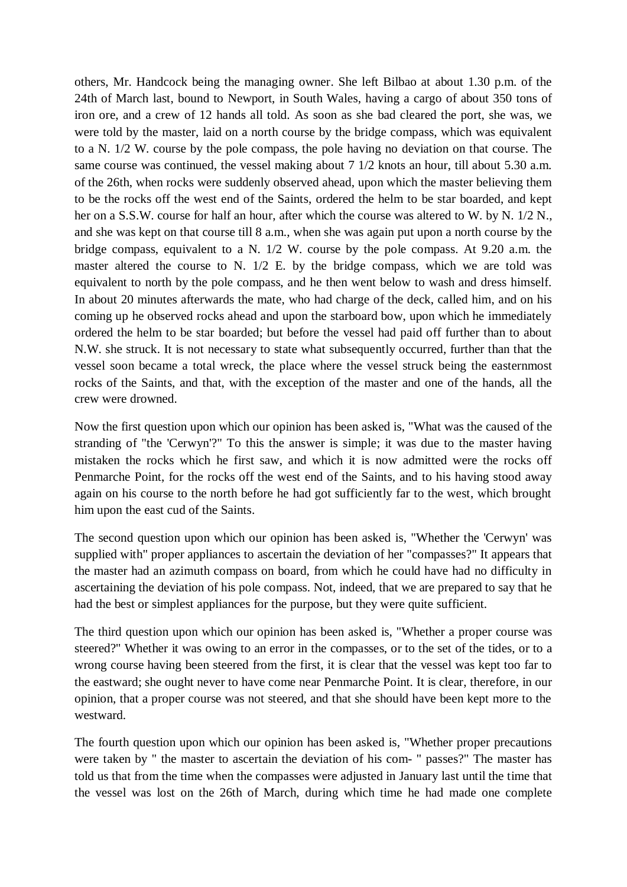others, Mr. Handcock being the managing owner. She left Bilbao at about 1.30 p.m. of the 24th of March last, bound to Newport, in South Wales, having a cargo of about 350 tons of iron ore, and a crew of 12 hands all told. As soon as she bad cleared the port, she was, we were told by the master, laid on a north course by the bridge compass, which was equivalent to a N. 1/2 W. course by the pole compass, the pole having no deviation on that course. The same course was continued, the vessel making about 7 1/2 knots an hour, till about 5.30 a.m. of the 26th, when rocks were suddenly observed ahead, upon which the master believing them to be the rocks off the west end of the Saints, ordered the helm to be star boarded, and kept her on a S.S.W. course for half an hour, after which the course was altered to W. by N. 1/2 N., and she was kept on that course till 8 a.m., when she was again put upon a north course by the bridge compass, equivalent to a N. 1/2 W. course by the pole compass. At 9.20 a.m. the master altered the course to N. 1/2 E. by the bridge compass, which we are told was equivalent to north by the pole compass, and he then went below to wash and dress himself. In about 20 minutes afterwards the mate, who had charge of the deck, called him, and on his coming up he observed rocks ahead and upon the starboard bow, upon which he immediately ordered the helm to be star boarded; but before the vessel had paid off further than to about N.W. she struck. It is not necessary to state what subsequently occurred, further than that the vessel soon became a total wreck, the place where the vessel struck being the easternmost rocks of the Saints, and that, with the exception of the master and one of the hands, all the crew were drowned.

Now the first question upon which our opinion has been asked is, "What was the caused of the stranding of "the 'Cerwyn'?" To this the answer is simple; it was due to the master having mistaken the rocks which he first saw, and which it is now admitted were the rocks off Penmarche Point, for the rocks off the west end of the Saints, and to his having stood away again on his course to the north before he had got sufficiently far to the west, which brought him upon the east cud of the Saints.

The second question upon which our opinion has been asked is, "Whether the 'Cerwyn' was supplied with" proper appliances to ascertain the deviation of her "compasses?" It appears that the master had an azimuth compass on board, from which he could have had no difficulty in ascertaining the deviation of his pole compass. Not, indeed, that we are prepared to say that he had the best or simplest appliances for the purpose, but they were quite sufficient.

The third question upon which our opinion has been asked is, "Whether a proper course was steered?" Whether it was owing to an error in the compasses, or to the set of the tides, or to a wrong course having been steered from the first, it is clear that the vessel was kept too far to the eastward; she ought never to have come near Penmarche Point. It is clear, therefore, in our opinion, that a proper course was not steered, and that she should have been kept more to the westward.

The fourth question upon which our opinion has been asked is, "Whether proper precautions were taken by " the master to ascertain the deviation of his com- " passes?" The master has told us that from the time when the compasses were adjusted in January last until the time that the vessel was lost on the 26th of March, during which time he had made one complete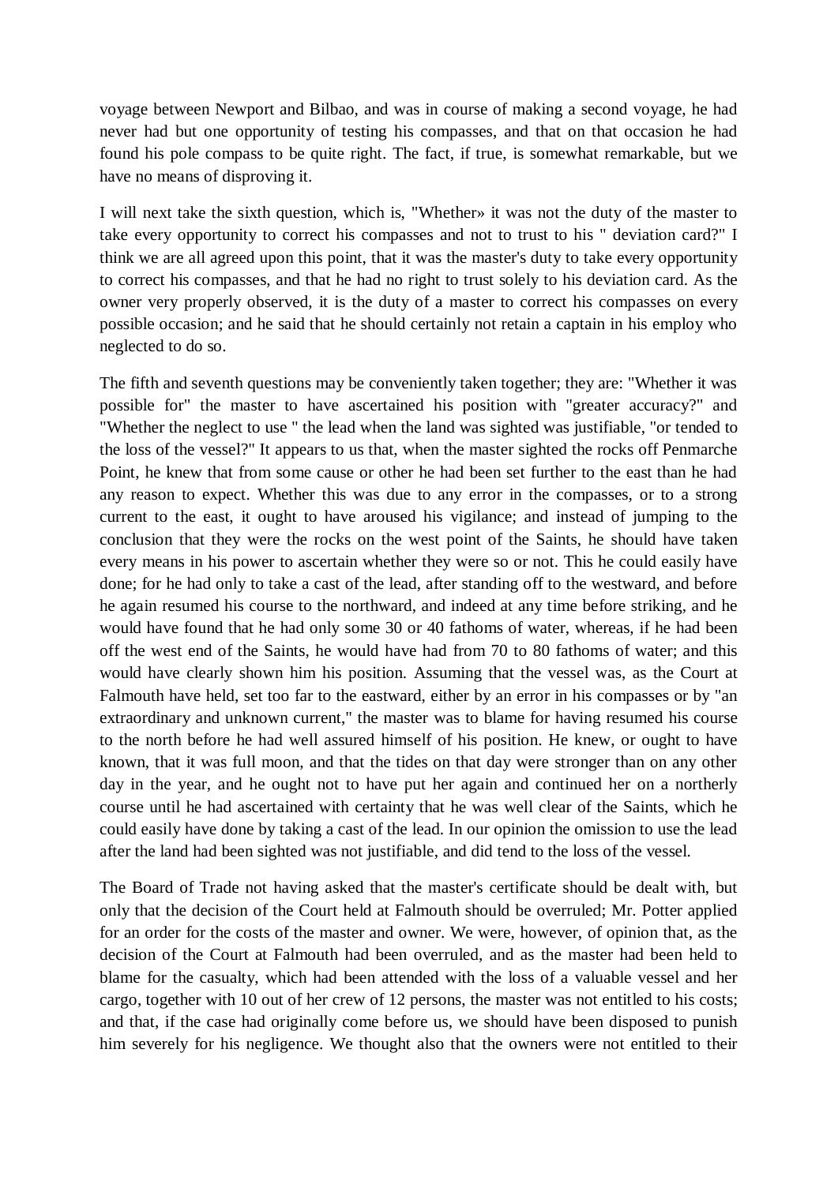voyage between Newport and Bilbao, and was in course of making a second voyage, he had never had but one opportunity of testing his compasses, and that on that occasion he had found his pole compass to be quite right. The fact, if true, is somewhat remarkable, but we have no means of disproving it.

I will next take the sixth question, which is, "Whether» it was not the duty of the master to take every opportunity to correct his compasses and not to trust to his " deviation card?" I think we are all agreed upon this point, that it was the master's duty to take every opportunity to correct his compasses, and that he had no right to trust solely to his deviation card. As the owner very properly observed, it is the duty of a master to correct his compasses on every possible occasion; and he said that he should certainly not retain a captain in his employ who neglected to do so.

The fifth and seventh questions may be conveniently taken together; they are: "Whether it was possible for" the master to have ascertained his position with "greater accuracy?" and "Whether the neglect to use " the lead when the land was sighted was justifiable, "or tended to the loss of the vessel?" It appears to us that, when the master sighted the rocks off Penmarche Point, he knew that from some cause or other he had been set further to the east than he had any reason to expect. Whether this was due to any error in the compasses, or to a strong current to the east, it ought to have aroused his vigilance; and instead of jumping to the conclusion that they were the rocks on the west point of the Saints, he should have taken every means in his power to ascertain whether they were so or not. This he could easily have done; for he had only to take a cast of the lead, after standing off to the westward, and before he again resumed his course to the northward, and indeed at any time before striking, and he would have found that he had only some 30 or 40 fathoms of water, whereas, if he had been off the west end of the Saints, he would have had from 70 to 80 fathoms of water; and this would have clearly shown him his position. Assuming that the vessel was, as the Court at Falmouth have held, set too far to the eastward, either by an error in his compasses or by "an extraordinary and unknown current," the master was to blame for having resumed his course to the north before he had well assured himself of his position. He knew, or ought to have known, that it was full moon, and that the tides on that day were stronger than on any other day in the year, and he ought not to have put her again and continued her on a northerly course until he had ascertained with certainty that he was well clear of the Saints, which he could easily have done by taking a cast of the lead. In our opinion the omission to use the lead after the land had been sighted was not justifiable, and did tend to the loss of the vessel.

The Board of Trade not having asked that the master's certificate should be dealt with, but only that the decision of the Court held at Falmouth should be overruled; Mr. Potter applied for an order for the costs of the master and owner. We were, however, of opinion that, as the decision of the Court at Falmouth had been overruled, and as the master had been held to blame for the casualty, which had been attended with the loss of a valuable vessel and her cargo, together with 10 out of her crew of 12 persons, the master was not entitled to his costs; and that, if the case had originally come before us, we should have been disposed to punish him severely for his negligence. We thought also that the owners were not entitled to their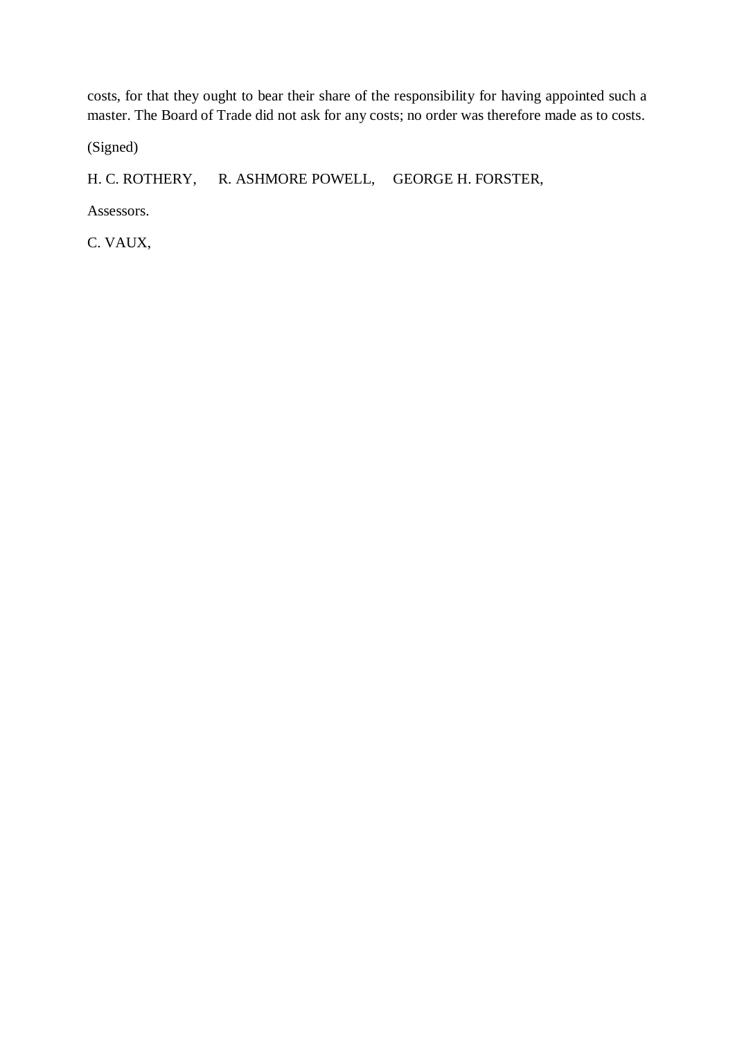costs, for that they ought to bear their share of the responsibility for having appointed such a master. The Board of Trade did not ask for any costs; no order was therefore made as to costs.

(Signed)

H. C. ROTHERY, R. ASHMORE POWELL, GEORGE H. FORSTER,

Assessors.

C. VAUX,